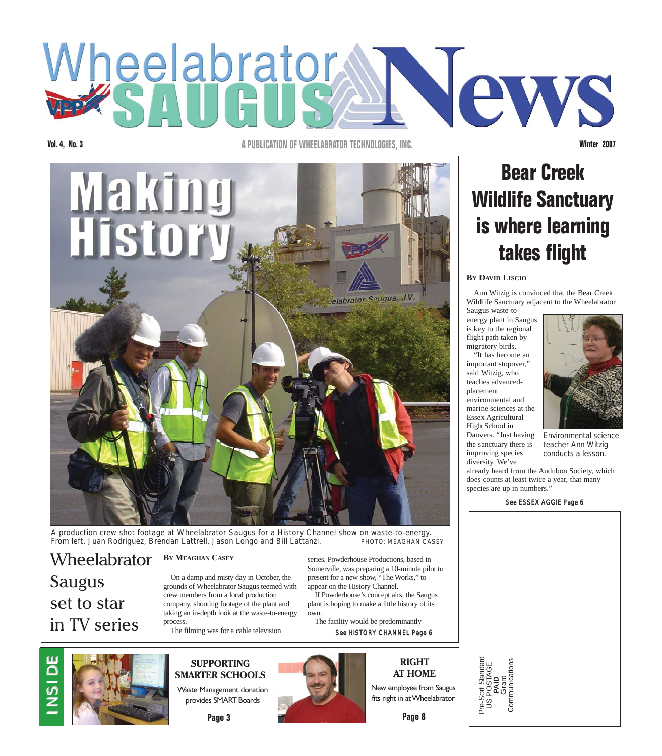# Wheelabrator SAUGUS News

Vol. 4, No. 3 — A PUBLICATION OF WHEELABRATOR TECHNOLOGIES, INC. — Winter 2007

## Making History

A production crew shot footage at Wheelabrator Saugus for a History Channel show on waste-to-energy. From left, Juan Rodriguez, Brendan Lattrell, Jason Longo and Bill Lattanzi. PHOTO: MEAGHAN CASEY

## Wheelabrator Saugus set to star in TV series

**BY MEAGHAN CASEY**

On a damp and misty day in October, the grounds of Wheelabrator Saugus teemed with crew members from a local production company, shooting footage of the plant and taking an in-depth look at the waste-to-energy process.

The filming was for a cable television series. Powderhouse Productions, based in Somerville, was preparing a 10-minute pilot to present for a new show, "The Works," to appear on the History Channel.

If Powderhouse's concept airs, the Saugus plant is hoping to make a little history of its own.

The facility would be predominantly

**See HISTORY CHANNEL Page 6**

## Bear Creek Wildlife Sanctuary is where learning takes flight

**BY DAVID LISCIO**

Ann Witzig is convinced that the Bear Creek Wildlife Sanctuary adjacent to the Wheelabrator Saugus waste-to-energy plant in Saugus is key to the regional flight path taken by migratory birds.

"It has become an important stopover," said Witzig, who teaches advanced-placement environmental and marine sciences at the Essex Agricultural High School in Danvers. "Just having the sanctuary there is improving species diversity. We've already heard from the Audubon Society, which does counts at least twice a year, that many species are up in numbers."

Environmental science teacher Ann Witzig conducts a lesson.

**See ESSEX AGGIE Page 6**

## INSIDE

**SUPPORTING SMARTER SCHOOLS**

Waste Management donation provides SMART Boards

**Page 3**

**RIGHT AT HOME**

New employee from Saugus fits right in at Wheelabrator

**Page 8**

Pre-Sort Standard
US POSTAGE
**PAID**
Grant
Communications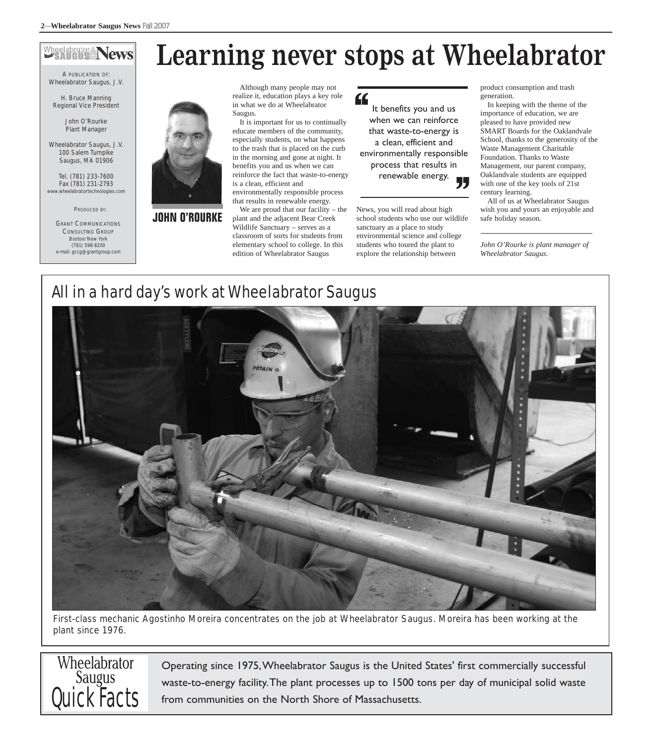Wheelabrator Saugus News

A PUBLICATION OF:
Wheelabrator Saugus, J.V.

H. Bruce Manning
Regional Vice President

John O'Rourke
Plant Manager

Wheelabrator Saugus, J.V.
100 Salem Turnpike
Saugus, MA 01906

Tel. (781) 233-7600
Fax (781) 231-2793
www.wheelabratortechnologies.com

PRODUCED BY:

GRANT COMMUNICATIONS CONSULTING GROUP
Boston/New York
(781) 598-8200
e-mail: gccg@grantgroup.com

# Learning never stops at Wheelabrator

JOHN O'ROURKE

Although many people may not realize it, education plays a key role in what we do at Wheelabrator Saugus.

It is important for us to continually educate members of the community, especially students, on what happens to the trash that is placed on the curb in the morning and gone at night. It benefits you and us when we can reinforce the fact that waste-to-energy is a clean, efficient and environmentally responsible process that results in renewable energy.

We are proud that our facility – the plant and the adjacent Bear Creek Wildlife Sanctuary – serves as a classroom of sorts for students from elementary school to college. In this edition of Wheelabrator Saugus News, you will read about high school students who use our wildlife sanctuary as a place to study environmental science and college students who toured the plant to explore the relationship between product consumption and trash generation.

> "It benefits you and us when we can reinforce that waste-to-energy is a clean, efficient and environmentally responsible process that results in renewable energy."

In keeping with the theme of the importance of education, we are pleased to have provided new SMART Boards for the Oaklandvale School, thanks to the generosity of the Waste Management Charitable Foundation. Thanks to Waste Management, our parent company, Oaklandvale students are equipped with one of the key tools of 21st century learning.

All of us at Wheelabrator Saugus wish you and yours an enjoyable and safe holiday season.

*John O'Rourke is plant manager of Wheelabrator Saugus.*

## All in a hard day's work at Wheelabrator Saugus

First-class mechanic Agostinho Moreira concentrates on the job at Wheelabrator Saugus. Moreira has been working at the plant since 1976.

## Wheelabrator Saugus Quick Facts

Operating since 1975, Wheelabrator Saugus is the United States' first commercially successful waste-to-energy facility. The plant processes up to 1500 tons per day of municipal solid waste from communities on the North Shore of Massachusetts.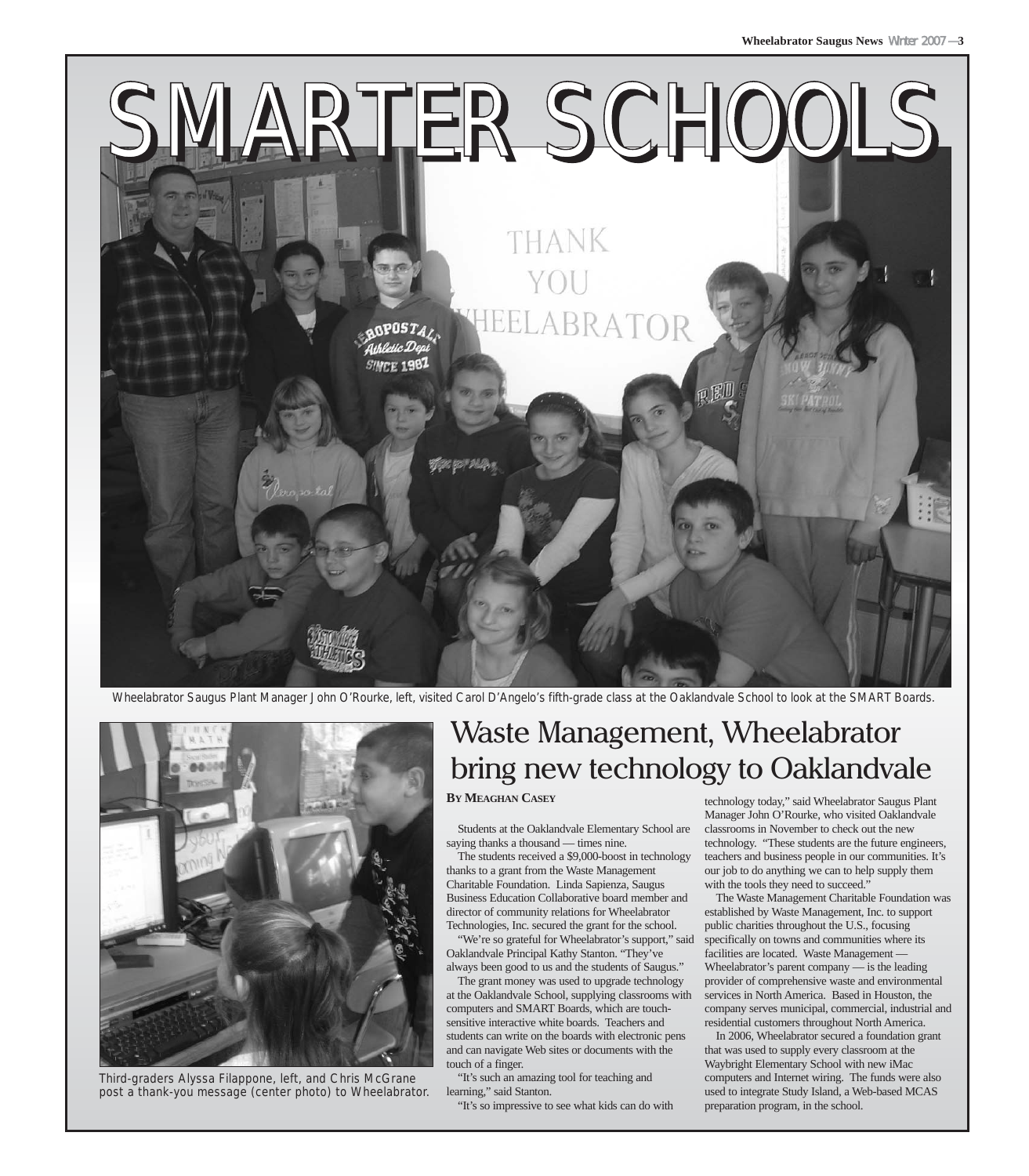# SMARTER SCHOOLS

Wheelabrator Saugus Plant Manager John O'Rourke, left, visited Carol D'Angelo's fifth-grade class at the Oaklandvale School to look at the SMART Boards.

Third-graders Alyssa Filappone, left, and Chris McGrane post a thank-you message (center photo) to Wheelabrator.

## Waste Management, Wheelabrator bring new technology to Oaklandvale

**BY MEAGHAN CASEY**

Students at the Oaklandvale Elementary School are saying thanks a thousand — times nine.

The students received a $9,000-boost in technology thanks to a grant from the Waste Management Charitable Foundation. Linda Sapienza, Saugus Business Education Collaborative board member and director of community relations for Wheelabrator Technologies, Inc. secured the grant for the school.

"We're so grateful for Wheelabrator's support," said Oaklandvale Principal Kathy Stanton. "They've always been good to us and the students of Saugus."

The grant money was used to upgrade technology at the Oaklandvale School, supplying classrooms with computers and SMART Boards, which are touch-sensitive interactive white boards. Teachers and students can write on the boards with electronic pens and can navigate Web sites or documents with the touch of a finger.

"It's such an amazing tool for teaching and learning," said Stanton.

"It's so impressive to see what kids can do with technology today," said Wheelabrator Saugus Plant Manager John O'Rourke, who visited Oaklandvale classrooms in November to check out the new technology. "These students are the future engineers, teachers and business people in our communities. It's our job to do anything we can to help supply them with the tools they need to succeed."

The Waste Management Charitable Foundation was established by Waste Management, Inc. to support public charities throughout the U.S., focusing specifically on towns and communities where its facilities are located. Waste Management — Wheelabrator's parent company — is the leading provider of comprehensive waste and environmental services in North America. Based in Houston, the company serves municipal, commercial, industrial and residential customers throughout North America.

In 2006, Wheelabrator secured a foundation grant that was used to supply every classroom at the Waybright Elementary School with new iMac computers and Internet wiring. The funds were also used to integrate Study Island, a Web-based MCAS preparation program, in the school.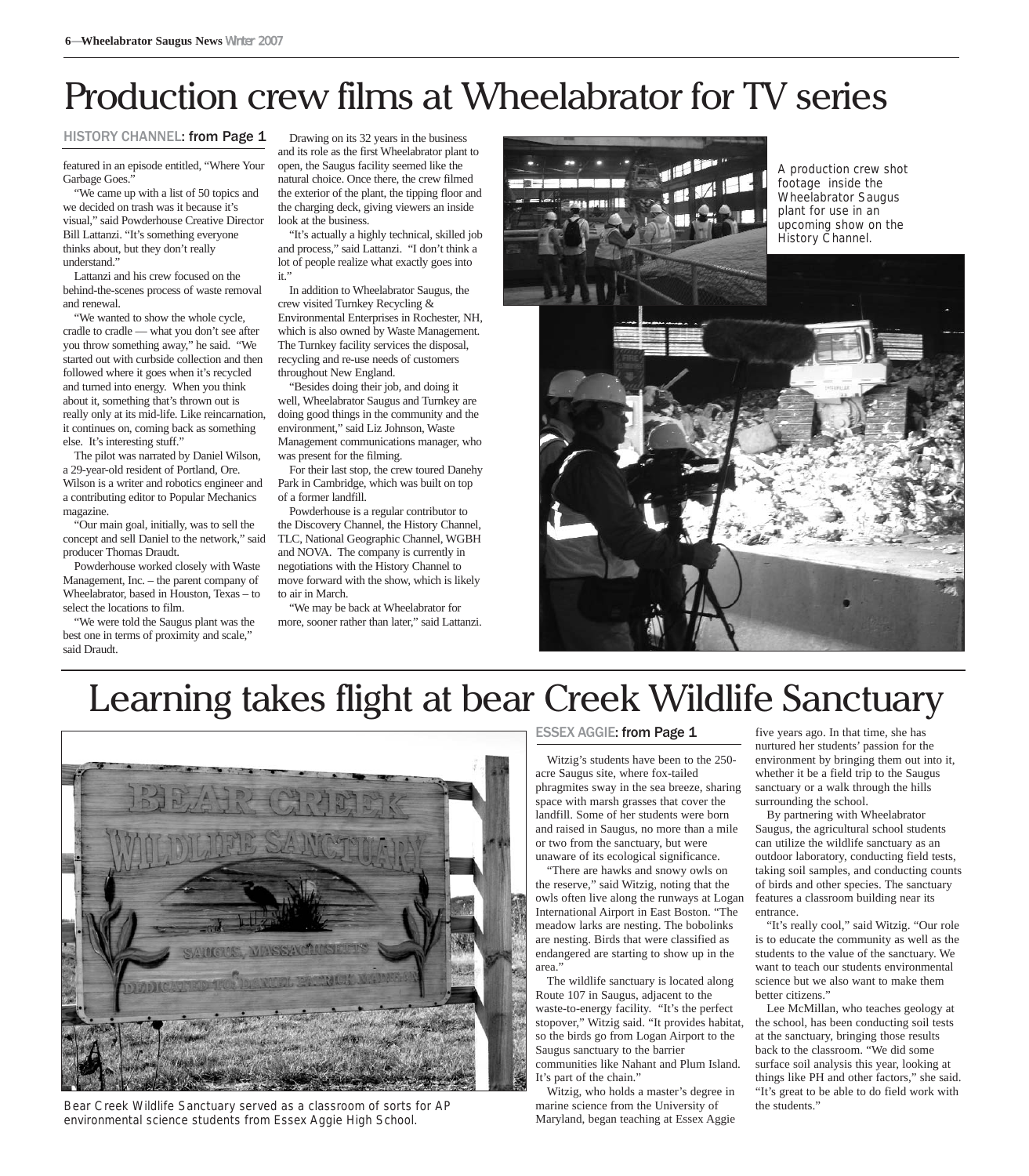# Production crew films at Wheelabrator for TV series

HISTORY CHANNEL: **from Page 1**

featured in an episode entitled, "Where Your Garbage Goes."

"We came up with a list of 50 topics and we decided on trash was it because it's visual," said Powderhouse Creative Director Bill Lattanzi. "It's something everyone thinks about, but they don't really understand."

Lattanzi and his crew focused on the behind-the-scenes process of waste removal and renewal.

"We wanted to show the whole cycle, cradle to cradle — what you don't see after you throw something away," he said. "We started out with curbside collection and then followed where it goes when it's recycled and turned into energy. When you think about it, something that's thrown out is really only at its mid-life. Like reincarnation, it continues on, coming back as something else. It's interesting stuff."

The pilot was narrated by Daniel Wilson, a 29-year-old resident of Portland, Ore. Wilson is a writer and robotics engineer and a contributing editor to Popular Mechanics magazine.

"Our main goal, initially, was to sell the concept and sell Daniel to the network," said producer Thomas Draudt.

Powderhouse worked closely with Waste Management, Inc. – the parent company of Wheelabrator, based in Houston, Texas – to select the locations to film.

"We were told the Saugus plant was the best one in terms of proximity and scale," said Draudt.

Drawing on its 32 years in the business and its role as the first Wheelabrator plant to open, the Saugus facility seemed like the natural choice. Once there, the crew filmed the exterior of the plant, the tipping floor and the charging deck, giving viewers an inside look at the business.

"It's actually a highly technical, skilled job and process," said Lattanzi. "I don't think a lot of people realize what exactly goes into it."

In addition to Wheelabrator Saugus, the crew visited Turnkey Recycling & Environmental Enterprises in Rochester, NH, which is also owned by Waste Management. The Turnkey facility services the disposal, recycling and re-use needs of customers throughout New England.

"Besides doing their job, and doing it well, Wheelabrator Saugus and Turnkey are doing good things in the community and the environment," said Liz Johnson, Waste Management communications manager, who was present for the filming.

For their last stop, the crew toured Danehy Park in Cambridge, which was built on top of a former landfill.

Powderhouse is a regular contributor to the Discovery Channel, the History Channel, TLC, National Geographic Channel, WGBH and NOVA. The company is currently in negotiations with the History Channel to move forward with the show, which is likely to air in March.

"We may be back at Wheelabrator for more, sooner rather than later," said Lattanzi.

A production crew shot footage inside the Wheelabrator Saugus plant for use in an upcoming show on the History Channel.

# Learning takes flight at bear Creek Wildlife Sanctuary

Bear Creek Wildlife Sanctuary served as a classroom of sorts for AP environmental science students from Essex Aggie High School.

ESSEX AGGIE: **from Page 1**

Witzig's students have been to the 250-acre Saugus site, where fox-tailed phragmites sway in the sea breeze, sharing space with marsh grasses that cover the landfill. Some of her students were born and raised in Saugus, no more than a mile or two from the sanctuary, but were unaware of its ecological significance.

"There are hawks and snowy owls on the reserve," said Witzig, noting that the owls often live along the runways at Logan International Airport in East Boston. "The meadow larks are nesting. The bobolinks are nesting. Birds that were classified as endangered are starting to show up in the area."

The wildlife sanctuary is located along Route 107 in Saugus, adjacent to the waste-to-energy facility. "It's the perfect stopover," Witzig said. "It provides habitat, so the birds go from Logan Airport to the Saugus sanctuary to the barrier communities like Nahant and Plum Island. It's part of the chain."

Witzig, who holds a master's degree in marine science from the University of Maryland, began teaching at Essex Aggie five years ago. In that time, she has nurtured her students' passion for the environment by bringing them out into it, whether it be a field trip to the Saugus sanctuary or a walk through the hills surrounding the school.

By partnering with Wheelabrator Saugus, the agricultural school students can utilize the wildlife sanctuary as an outdoor laboratory, conducting field tests, taking soil samples, and conducting counts of birds and other species. The sanctuary features a classroom building near its entrance.

"It's really cool," said Witzig. "Our role is to educate the community as well as the students to the value of the sanctuary. We want to teach our students environmental science but we also want to make them better citizens."

Lee McMillan, who teaches geology at the school, has been conducting soil tests at the sanctuary, bringing those results back to the classroom. "We did some surface soil analysis this year, looking at things like PH and other factors," she said. "It's great to be able to do field work with the students."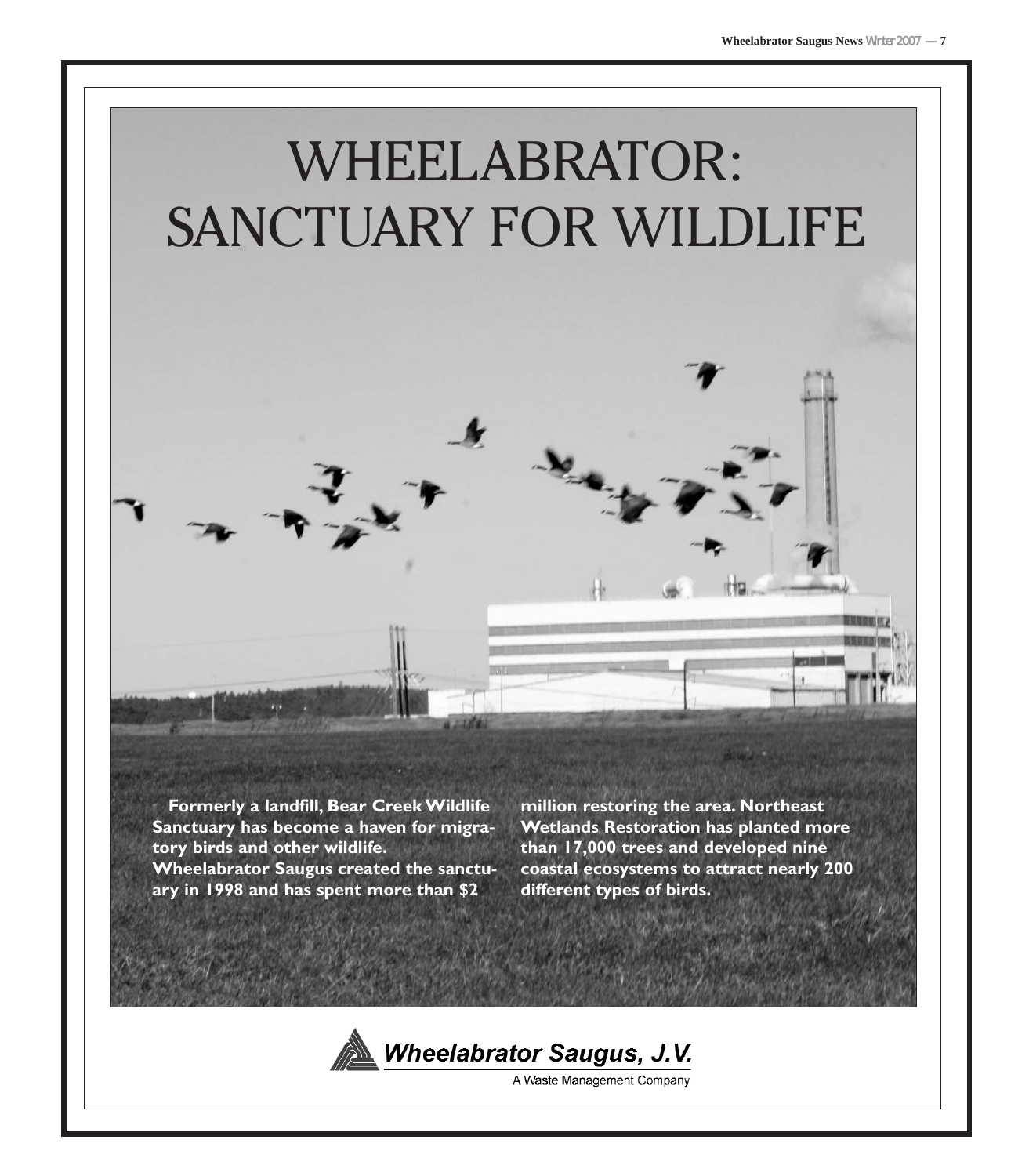# WHEELABRATOR: SANCTUARY FOR WILDLIFE

**Formerly a landfill, Bear Creek Wildlife Sanctuary has become a haven for migratory birds and other wildlife. Wheelabrator Saugus created the sanctuary in 1998 and has spent more than $2 million restoring the area. Northeast Wetlands Restoration has planted more than 17,000 trees and developed nine coastal ecosystems to attract nearly 200 different types of birds.**

***Wheelabrator Saugus, J.V.***

A Waste Management Company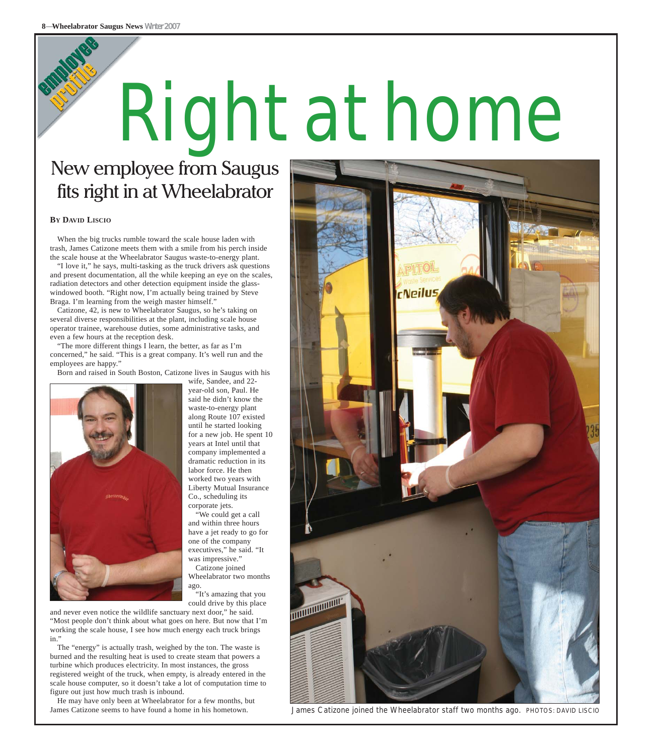employee profile

# Right at home

## New employee from Saugus fits right in at Wheelabrator

**By David Liscio**

When the big trucks rumble toward the scale house laden with trash, James Catizone meets them with a smile from his perch inside the scale house at the Wheelabrator Saugus waste-to-energy plant.

"I love it," he says, multi-tasking as the truck drivers ask questions and present documentation, all the while keeping an eye on the scales, radiation detectors and other detection equipment inside the glass-windowed booth. "Right now, I'm actually being trained by Steve Braga. I'm learning from the weigh master himself."

Catizone, 42, is new to Wheelabrator Saugus, so he's taking on several diverse responsibilities at the plant, including scale house operator trainee, warehouse duties, some administrative tasks, and even a few hours at the reception desk.

"The more different things I learn, the better, as far as I'm concerned," he said. "This is a great company. It's well run and the employees are happy."

Born and raised in South Boston, Catizone lives in Saugus with his wife, Sandee, and 22-year-old son, Paul. He said he didn't know the waste-to-energy plant along Route 107 existed until he started looking for a new job. He spent 10 years at Intel until that company implemented a dramatic reduction in its labor force. He then worked two years with Liberty Mutual Insurance Co., scheduling its corporate jets.

"We could get a call and within three hours have a jet ready to go for one of the company executives," he said. "It was impressive."

Catizone joined Wheelabrator two months ago.

"It's amazing that you could drive by this place and never even notice the wildlife sanctuary next door," he said. "Most people don't think about what goes on here. But now that I'm working the scale house, I see how much energy each truck brings in."

The "energy" is actually trash, weighed by the ton. The waste is burned and the resulting heat is used to create steam that powers a turbine which produces electricity. In most instances, the gross registered weight of the truck, when empty, is already entered in the scale house computer, so it doesn't take a lot of computation time to figure out just how much trash is inbound.

He may have only been at Wheelabrator for a few months, but James Catizone seems to have found a home in his hometown.

James Catizone joined the Wheelabrator staff two months ago. PHOTOS: DAVID LISCIO